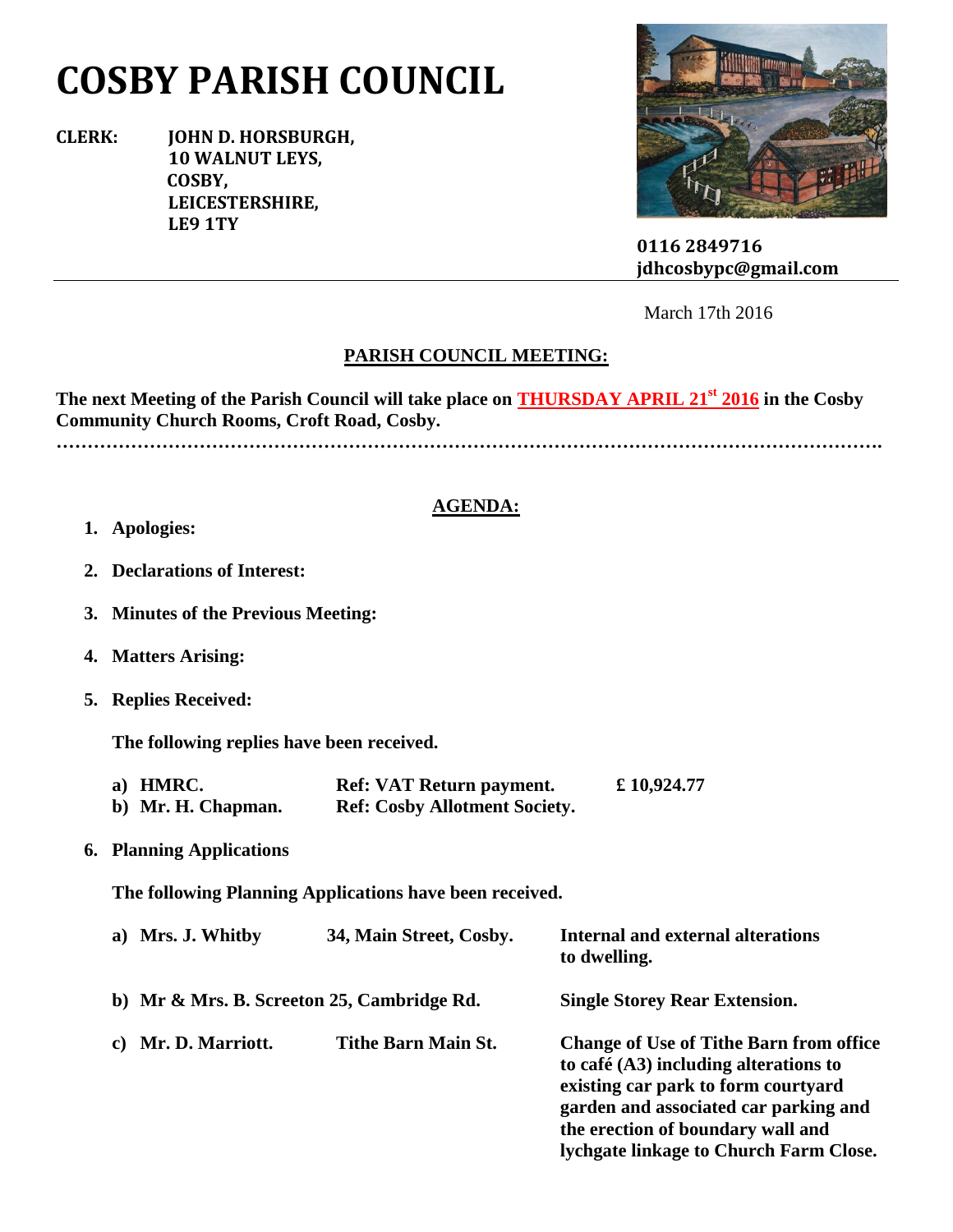# COSBY PARISH COUNCIL

**CLERK:** **JOHN D. HORSBURGH,**
**10 WALNUT LEYS,**
**COSBY,**
**LEICESTERSHIRE,**
**LE9 1TY**

**0116 2849716**
**jdhcosbypc@gmail.com**

March 17th 2016

## PARISH COUNCIL MEETING:

**The next Meeting of the Parish Council will take place on THURSDAY APRIL 21st 2016 in the Cosby Community Church Rooms, Croft Road, Cosby.**

…………………………………………………………………………………………………………………

## AGENDA:

1. **Apologies:**

2. **Declarations of Interest:**

3. **Minutes of the Previous Meeting:**

4. **Matters Arising:**

5. **Replies Received:**

   **The following replies have been received.**

   | | | |
   |---|---|---|
   | **a) HMRC.** | **Ref: VAT Return payment.** | **£ 10,924.77** |
   | **b) Mr. H. Chapman.** | **Ref: Cosby Allotment Society.** | |

6. **Planning Applications**

   **The following Planning Applications have been received.**

   | | | |
   |---|---|---|
   | **a) Mrs. J. Whitby** | **34, Main Street, Cosby.** | **Internal and external alterations to dwelling.** |
   | **b) Mr & Mrs. B. Screeton** | **25, Cambridge Rd.** | **Single Storey Rear Extension.** |
   | **c) Mr. D. Marriott.** | **Tithe Barn Main St.** | **Change of Use of Tithe Barn from office to café (A3) including alterations to existing car park to form courtyard garden and associated car parking and the erection of boundary wall and lychgate linkage to Church Farm Close.** |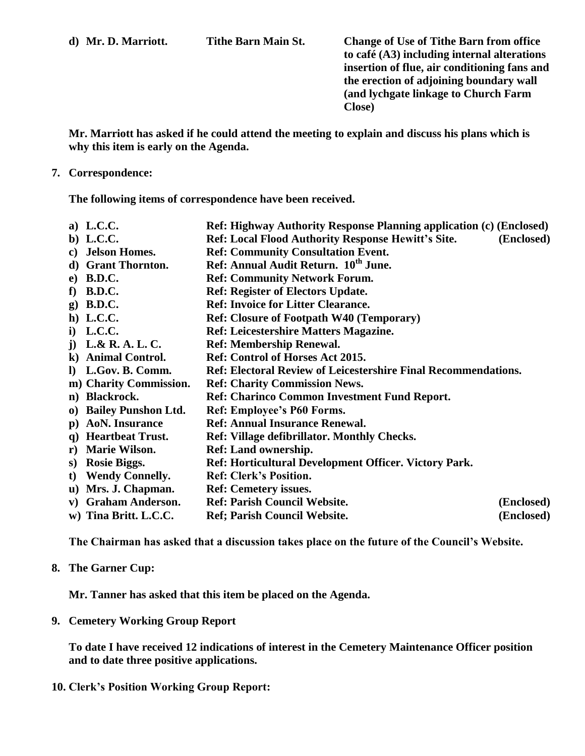**d) Mr. D. Marriott.** **Tithe Barn Main St.** **Change of Use of Tithe Barn from office to café (A3) including internal alterations insertion of flue, air conditioning fans and the erection of adjoining boundary wall (and lychgate linkage to Church Farm Close)**

**Mr. Marriott has asked if he could attend the meeting to explain and discuss his plans which is why this item is early on the Agenda.**

**7. Correspondence:**

**The following items of correspondence have been received.**

| | | |
|---|---|---|
| **a) L.C.C.** | **Ref: Highway Authority Response Planning application (c)** | **(Enclosed)** |
| **b) L.C.C.** | **Ref: Local Flood Authority Response Hewitt's Site.** | **(Enclosed)** |
| **c) Jelson Homes.** | **Ref: Community Consultation Event.** | |
| **d) Grant Thornton.** | **Ref: Annual Audit Return. 10th June.** | |
| **e) B.D.C.** | **Ref: Community Network Forum.** | |
| **f) B.D.C.** | **Ref: Register of Electors Update.** | |
| **g) B.D.C.** | **Ref: Invoice for Litter Clearance.** | |
| **h) L.C.C.** | **Ref: Closure of Footpath W40 (Temporary)** | |
| **i) L.C.C.** | **Ref: Leicestershire Matters Magazine.** | |
| **j) L.& R. A. L. C.** | **Ref: Membership Renewal.** | |
| **k) Animal Control.** | **Ref: Control of Horses Act 2015.** | |
| **l) L.Gov. B. Comm.** | **Ref: Electoral Review of Leicestershire Final Recommendations.** | |
| **m) Charity Commission.** | **Ref: Charity Commission News.** | |
| **n) Blackrock.** | **Ref: Charinco Common Investment Fund Report.** | |
| **o) Bailey Punshon Ltd.** | **Ref: Employee's P60 Forms.** | |
| **p) AoN. Insurance** | **Ref: Annual Insurance Renewal.** | |
| **q) Heartbeat Trust.** | **Ref: Village defibrillator. Monthly Checks.** | |
| **r) Marie Wilson.** | **Ref: Land ownership.** | |
| **s) Rosie Biggs.** | **Ref: Horticultural Development Officer. Victory Park.** | |
| **t) Wendy Connelly.** | **Ref: Clerk's Position.** | |
| **u) Mrs. J. Chapman.** | **Ref: Cemetery issues.** | |
| **v) Graham Anderson.** | **Ref: Parish Council Website.** | **(Enclosed)** |
| **w) Tina Britt. L.C.C.** | **Ref; Parish Council Website.** | **(Enclosed)** |

**The Chairman has asked that a discussion takes place on the future of the Council's Website.**

**8. The Garner Cup:**

**Mr. Tanner has asked that this item be placed on the Agenda.**

**9. Cemetery Working Group Report**

**To date I have received 12 indications of interest in the Cemetery Maintenance Officer position and to date three positive applications.**

**10. Clerk's Position Working Group Report:**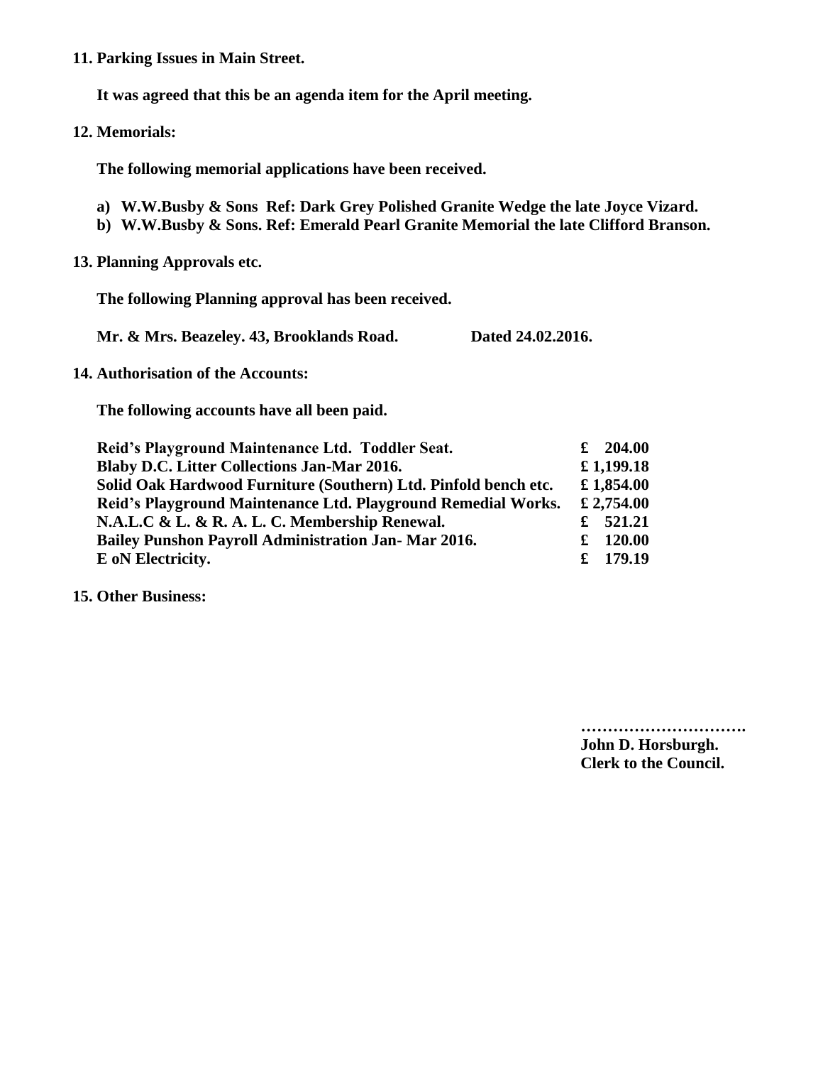**11. Parking Issues in Main Street.**

**It was agreed that this be an agenda item for the April meeting.**

**12. Memorials:**

**The following memorial applications have been received.**

**a) W.W.Busby & Sons Ref: Dark Grey Polished Granite Wedge the late Joyce Vizard.**
**b) W.W.Busby & Sons. Ref: Emerald Pearl Granite Memorial the late Clifford Branson.**

**13. Planning Approvals etc.**

**The following Planning approval has been received.**

**Mr. & Mrs. Beazeley. 43, Brooklands Road. Dated 24.02.2016.**

**14. Authorisation of the Accounts:**

**The following accounts have all been paid.**

| | |
|---|---|
| **Reid's Playground Maintenance Ltd. Toddler Seat.** | **£ 204.00** |
| **Blaby D.C. Litter Collections Jan-Mar 2016.** | **£ 1,199.18** |
| **Solid Oak Hardwood Furniture (Southern) Ltd. Pinfold bench etc.** | **£ 1,854.00** |
| **Reid's Playground Maintenance Ltd. Playground Remedial Works.** | **£ 2,754.00** |
| **N.A.L.C & L. & R. A. L. C. Membership Renewal.** | **£ 521.21** |
| **Bailey Punshon Payroll Administration Jan- Mar 2016.** | **£ 120.00** |
| **E oN Electricity.** | **£ 179.19** |

**15. Other Business:**

**………………………….**
**John D. Horsburgh.**
**Clerk to the Council.**